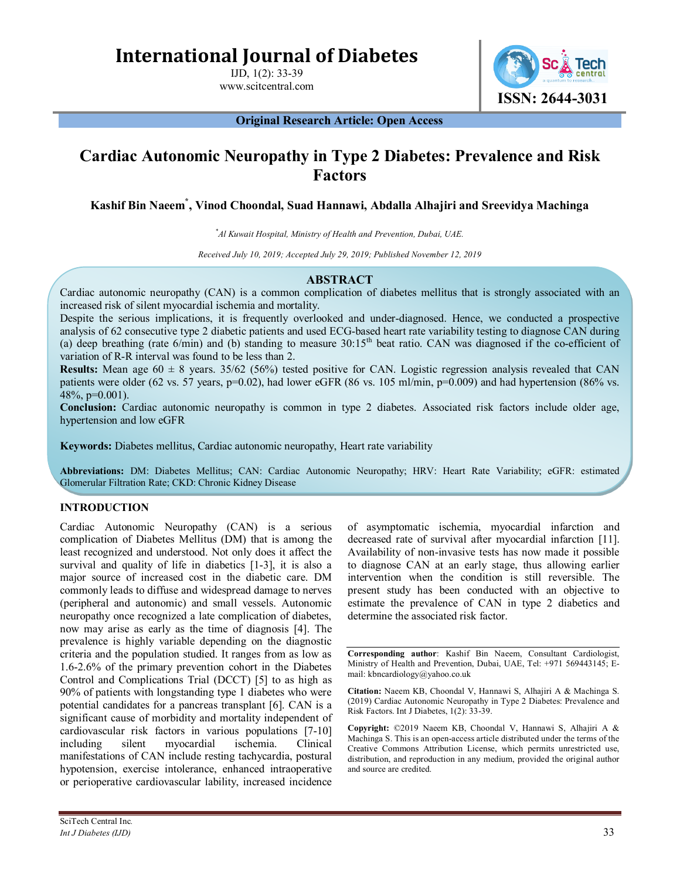# International Journal of Diabetes

IJD, 1(2): 33-39
www.scitcentral.com

ISSN: 2644-3031

**Original Research Article: Open Access**

## Cardiac Autonomic Neuropathy in Type 2 Diabetes: Prevalence and Risk Factors

**Kashif Bin Naeem*, Vinod Choondal, Suad Hannawi, Abdalla Alhajiri and Sreevidya Machinga**

*\*Al Kuwait Hospital, Ministry of Health and Prevention, Dubai, UAE.*

*Received July 10, 2019; Accepted July 29, 2019; Published November 12, 2019*

### ABSTRACT

Cardiac autonomic neuropathy (CAN) is a common complication of diabetes mellitus that is strongly associated with an increased risk of silent myocardial ischemia and mortality.

Despite the serious implications, it is frequently overlooked and under-diagnosed. Hence, we conducted a prospective analysis of 62 consecutive type 2 diabetic patients and used ECG-based heart rate variability testing to diagnose CAN during (a) deep breathing (rate 6/min) and (b) standing to measure 30:15th beat ratio. CAN was diagnosed if the co-efficient of variation of R-R interval was found to be less than 2.

**Results:** Mean age 60 ± 8 years. 35/62 (56%) tested positive for CAN. Logistic regression analysis revealed that CAN patients were older (62 vs. 57 years, p=0.02), had lower eGFR (86 vs. 105 ml/min, p=0.009) and had hypertension (86% vs. 48%, p=0.001).

**Conclusion:** Cardiac autonomic neuropathy is common in type 2 diabetes. Associated risk factors include older age, hypertension and low eGFR

**Keywords:** Diabetes mellitus, Cardiac autonomic neuropathy, Heart rate variability

**Abbreviations:** DM: Diabetes Mellitus; CAN: Cardiac Autonomic Neuropathy; HRV: Heart Rate Variability; eGFR: estimated Glomerular Filtration Rate; CKD: Chronic Kidney Disease

### INTRODUCTION

Cardiac Autonomic Neuropathy (CAN) is a serious complication of Diabetes Mellitus (DM) that is among the least recognized and understood. Not only does it affect the survival and quality of life in diabetics [1-3], it is also a major source of increased cost in the diabetic care. DM commonly leads to diffuse and widespread damage to nerves (peripheral and autonomic) and small vessels. Autonomic neuropathy once recognized a late complication of diabetes, now may arise as early as the time of diagnosis [4]. The prevalence is highly variable depending on the diagnostic criteria and the population studied. It ranges from as low as 1.6-2.6% of the primary prevention cohort in the Diabetes Control and Complications Trial (DCCT) [5] to as high as 90% of patients with longstanding type 1 diabetes who were potential candidates for a pancreas transplant [6]. CAN is a significant cause of morbidity and mortality independent of cardiovascular risk factors in various populations [7-10] including silent myocardial ischemia. Clinical manifestations of CAN include resting tachycardia, postural hypotension, exercise intolerance, enhanced intraoperative or perioperative cardiovascular lability, increased incidence of asymptomatic ischemia, myocardial infarction and decreased rate of survival after myocardial infarction [11]. Availability of non-invasive tests has now made it possible to diagnose CAN at an early stage, thus allowing earlier intervention when the condition is still reversible. The present study has been conducted with an objective to estimate the prevalence of CAN in type 2 diabetics and determine the associated risk factor.

**Corresponding author**: Kashif Bin Naeem, Consultant Cardiologist, Ministry of Health and Prevention, Dubai, UAE, Tel: +971 569443145; E-mail: kbncardiology@yahoo.co.uk

**Citation:** Naeem KB, Choondal V, Hannawi S, Alhajiri A & Machinga S. (2019) Cardiac Autonomic Neuropathy in Type 2 Diabetes: Prevalence and Risk Factors. Int J Diabetes, 1(2): 33-39.

**Copyright:** ©2019 Naeem KB, Choondal V, Hannawi S, Alhajiri A & Machinga S. This is an open-access article distributed under the terms of the Creative Commons Attribution License, which permits unrestricted use, distribution, and reproduction in any medium, provided the original author and source are credited.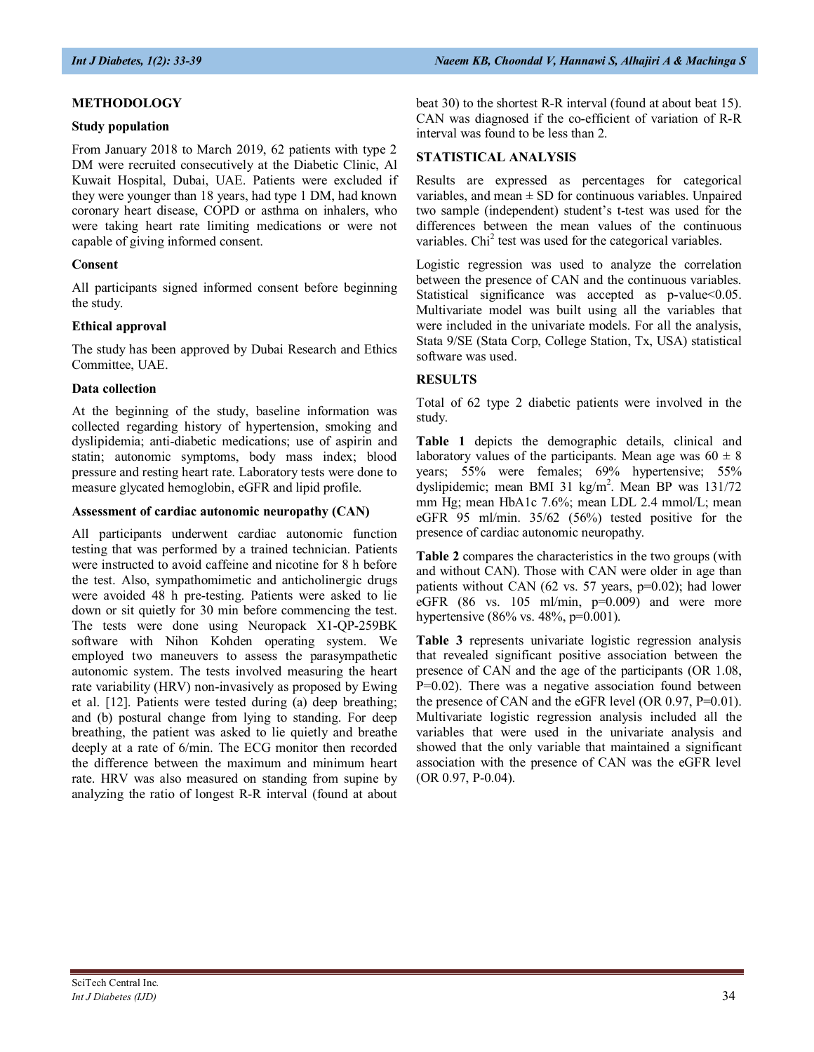## METHODOLOGY

### Study population

From January 2018 to March 2019, 62 patients with type 2 DM were recruited consecutively at the Diabetic Clinic, Al Kuwait Hospital, Dubai, UAE. Patients were excluded if they were younger than 18 years, had type 1 DM, had known coronary heart disease, COPD or asthma on inhalers, who were taking heart rate limiting medications or were not capable of giving informed consent.

### Consent

All participants signed informed consent before beginning the study.

### Ethical approval

The study has been approved by Dubai Research and Ethics Committee, UAE.

### Data collection

At the beginning of the study, baseline information was collected regarding history of hypertension, smoking and dyslipidemia; anti-diabetic medications; use of aspirin and statin; autonomic symptoms, body mass index; blood pressure and resting heart rate. Laboratory tests were done to measure glycated hemoglobin, eGFR and lipid profile.

### Assessment of cardiac autonomic neuropathy (CAN)

All participants underwent cardiac autonomic function testing that was performed by a trained technician. Patients were instructed to avoid caffeine and nicotine for 8 h before the test. Also, sympathomimetic and anticholinergic drugs were avoided 48 h pre-testing. Patients were asked to lie down or sit quietly for 30 min before commencing the test. The tests were done using Neuropack X1-QP-259BK software with Nihon Kohden operating system. We employed two maneuvers to assess the parasympathetic autonomic system. The tests involved measuring the heart rate variability (HRV) non-invasively as proposed by Ewing et al. [12]. Patients were tested during (a) deep breathing; and (b) postural change from lying to standing. For deep breathing, the patient was asked to lie quietly and breathe deeply at a rate of 6/min. The ECG monitor then recorded the difference between the maximum and minimum heart rate. HRV was also measured on standing from supine by analyzing the ratio of longest R-R interval (found at about beat 30) to the shortest R-R interval (found at about beat 15). CAN was diagnosed if the co-efficient of variation of R-R interval was found to be less than 2.

## STATISTICAL ANALYSIS

Results are expressed as percentages for categorical variables, and mean ± SD for continuous variables. Unpaired two sample (independent) student's t-test was used for the differences between the mean values of the continuous variables. $Chi^2$ test was used for the categorical variables.

Logistic regression was used to analyze the correlation between the presence of CAN and the continuous variables. Statistical significance was accepted as p-value<0.05. Multivariate model was built using all the variables that were included in the univariate models. For all the analysis, Stata 9/SE (Stata Corp, College Station, Tx, USA) statistical software was used.

## RESULTS

Total of 62 type 2 diabetic patients were involved in the study.

**Table 1** depicts the demographic details, clinical and laboratory values of the participants. Mean age was 60 ± 8 years; 55% were females; 69% hypertensive; 55% dyslipidemic; mean BMI 31 kg/m$^2$. Mean BP was 131/72 mm Hg; mean HbA1c 7.6%; mean LDL 2.4 mmol/L; mean eGFR 95 ml/min. 35/62 (56%) tested positive for the presence of cardiac autonomic neuropathy.

**Table 2** compares the characteristics in the two groups (with and without CAN). Those with CAN were older in age than patients without CAN (62 vs. 57 years, p=0.02); had lower eGFR (86 vs. 105 ml/min, p=0.009) and were more hypertensive (86% vs. 48%, p=0.001).

**Table 3** represents univariate logistic regression analysis that revealed significant positive association between the presence of CAN and the age of the participants (OR 1.08, P=0.02). There was a negative association found between the presence of CAN and the eGFR level (OR 0.97, P=0.01). Multivariate logistic regression analysis included all the variables that were used in the univariate analysis and showed that the only variable that maintained a significant association with the presence of CAN was the eGFR level (OR 0.97, P-0.04).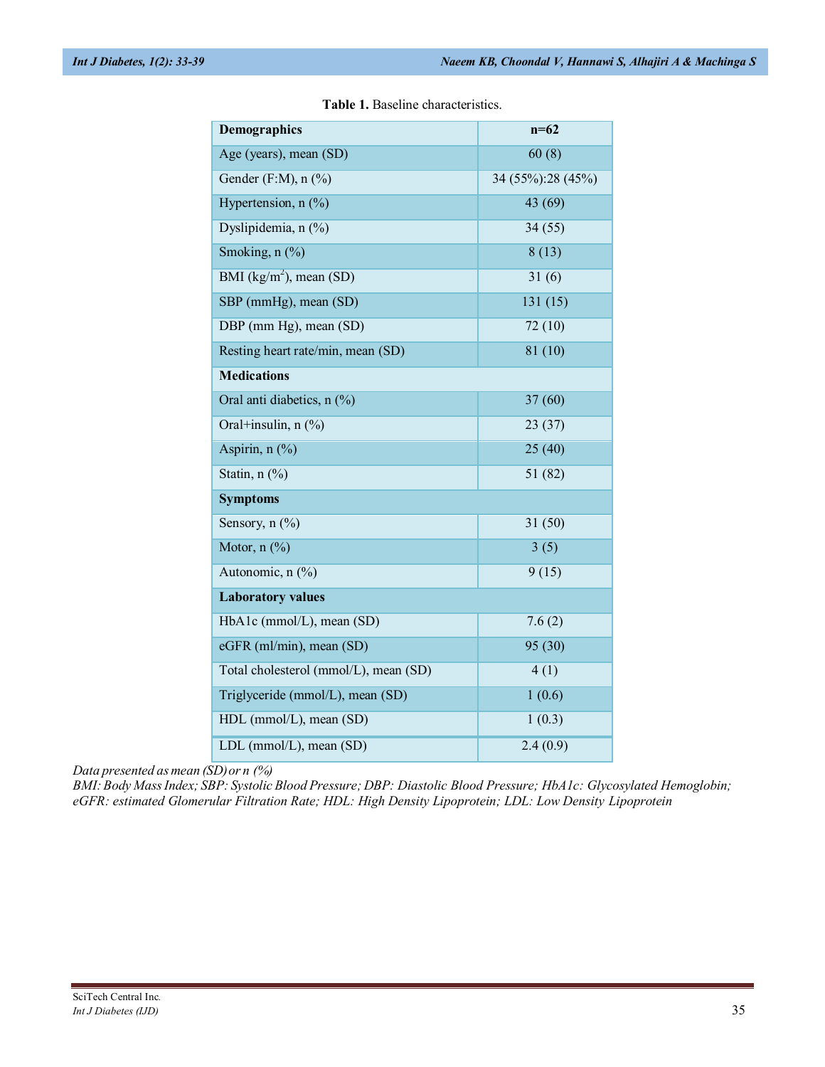**Table 1.** Baseline characteristics.

| Demographics | n=62 |
|---|---|
| Age (years), mean (SD) | 60 (8) |
| Gender (F:M), n (%) | 34 (55%):28 (45%) |
| Hypertension, n (%) | 43 (69) |
| Dyslipidemia, n (%) | 34 (55) |
| Smoking, n (%) | 8 (13) |
| BMI (kg/m$^2$), mean (SD) | 31 (6) |
| SBP (mmHg), mean (SD) | 131 (15) |
| DBP (mm Hg), mean (SD) | 72 (10) |
| Resting heart rate/min, mean (SD) | 81 (10) |
| **Medications** | |
| Oral anti diabetics, n (%) | 37 (60) |
| Oral+insulin, n (%) | 23 (37) |
| Aspirin, n (%) | 25 (40) |
| Statin, n (%) | 51 (82) |
| **Symptoms** | |
| Sensory, n (%) | 31 (50) |
| Motor, n (%) | 3 (5) |
| Autonomic, n (%) | 9 (15) |
| **Laboratory values** | |
| HbA1c (mmol/L), mean (SD) | 7.6 (2) |
| eGFR (ml/min), mean (SD) | 95 (30) |
| Total cholesterol (mmol/L), mean (SD) | 4 (1) |
| Triglyceride (mmol/L), mean (SD) | 1 (0.6) |
| HDL (mmol/L), mean (SD) | 1 (0.3) |
| LDL (mmol/L), mean (SD) | 2.4 (0.9) |

*Data presented as mean (SD) or n (%)*
*BMI: Body Mass Index; SBP: Systolic Blood Pressure; DBP: Diastolic Blood Pressure; HbA1c: Glycosylated Hemoglobin; eGFR: estimated Glomerular Filtration Rate; HDL: High Density Lipoprotein; LDL: Low Density Lipoprotein*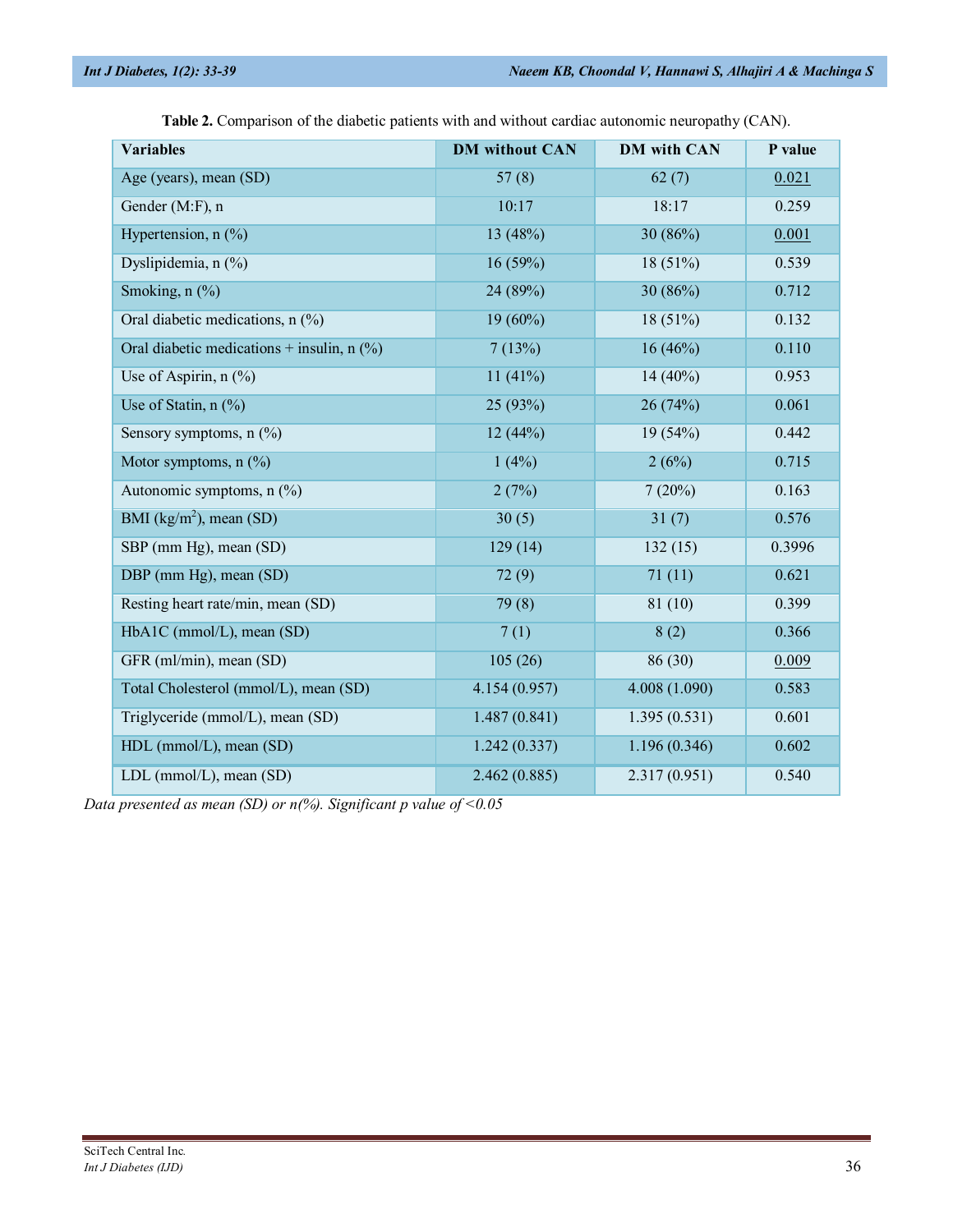**Table 2.** Comparison of the diabetic patients with and without cardiac autonomic neuropathy (CAN).

| Variables | DM without CAN | DM with CAN | P value |
|---|---|---|---|
| Age (years), mean (SD) | 57 (8) | 62 (7) | 0.021 |
| Gender (M:F), n | 10:17 | 18:17 | 0.259 |
| Hypertension, n (%) | 13 (48%) | 30 (86%) | 0.001 |
| Dyslipidemia, n (%) | 16 (59%) | 18 (51%) | 0.539 |
| Smoking, n (%) | 24 (89%) | 30 (86%) | 0.712 |
| Oral diabetic medications, n (%) | 19 (60%) | 18 (51%) | 0.132 |
| Oral diabetic medications + insulin, n (%) | 7 (13%) | 16 (46%) | 0.110 |
| Use of Aspirin, n (%) | 11 (41%) | 14 (40%) | 0.953 |
| Use of Statin, n (%) | 25 (93%) | 26 (74%) | 0.061 |
| Sensory symptoms, n (%) | 12 (44%) | 19 (54%) | 0.442 |
| Motor symptoms, n (%) | 1 (4%) | 2 (6%) | 0.715 |
| Autonomic symptoms, n (%) | 2 (7%) | 7 (20%) | 0.163 |
| BMI (kg/m$^2$), mean (SD) | 30 (5) | 31 (7) | 0.576 |
| SBP (mm Hg), mean (SD) | 129 (14) | 132 (15) | 0.3996 |
| DBP (mm Hg), mean (SD) | 72 (9) | 71 (11) | 0.621 |
| Resting heart rate/min, mean (SD) | 79 (8) | 81 (10) | 0.399 |
| HbA1C (mmol/L), mean (SD) | 7 (1) | 8 (2) | 0.366 |
| GFR (ml/min), mean (SD) | 105 (26) | 86 (30) | 0.009 |
| Total Cholesterol (mmol/L), mean (SD) | 4.154 (0.957) | 4.008 (1.090) | 0.583 |
| Triglyceride (mmol/L), mean (SD) | 1.487 (0.841) | 1.395 (0.531) | 0.601 |
| HDL (mmol/L), mean (SD) | 1.242 (0.337) | 1.196 (0.346) | 0.602 |
| LDL (mmol/L), mean (SD) | 2.462 (0.885) | 2.317 (0.951) | 0.540 |

*Data presented as mean (SD) or n(%). Significant p value of <0.05*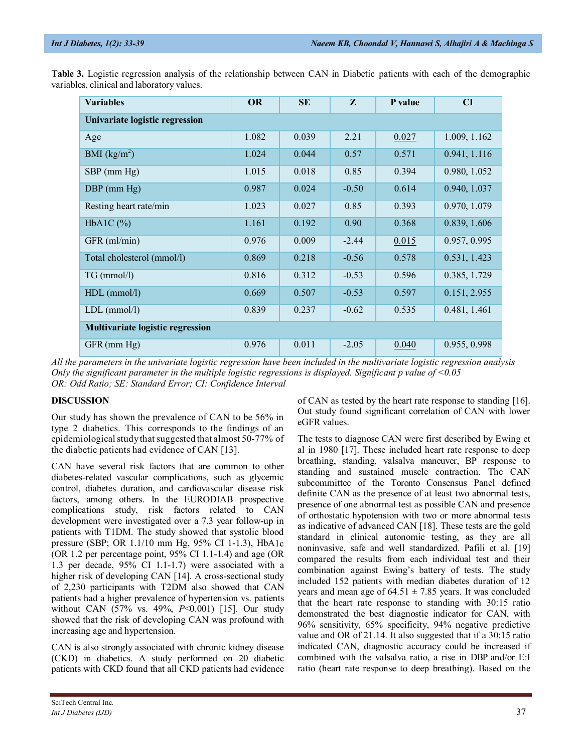**Table 3.** Logistic regression analysis of the relationship between CAN in Diabetic patients with each of the demographic variables, clinical and laboratory values.

| Variables | OR | SE | Z | P value | CI |
|---|---|---|---|---|---|
| **Univariate logistic regression** | | | | | |
| Age | 1.082 | 0.039 | 2.21 | 0.027 | 1.009, 1.162 |
| BMI (kg/m$^2$) | 1.024 | 0.044 | 0.57 | 0.571 | 0.941, 1.116 |
| SBP (mm Hg) | 1.015 | 0.018 | 0.85 | 0.394 | 0.980, 1.052 |
| DBP (mm Hg) | 0.987 | 0.024 | -0.50 | 0.614 | 0.940, 1.037 |
| Resting heart rate/min | 1.023 | 0.027 | 0.85 | 0.393 | 0.970, 1.079 |
| HbA1C (%) | 1.161 | 0.192 | 0.90 | 0.368 | 0.839, 1.606 |
| GFR (ml/min) | 0.976 | 0.009 | -2.44 | 0.015 | 0.957, 0.995 |
| Total cholesterol (mmol/l) | 0.869 | 0.218 | -0.56 | 0.578 | 0.531, 1.423 |
| TG (mmol/l) | 0.816 | 0.312 | -0.53 | 0.596 | 0.385, 1.729 |
| HDL (mmol/l) | 0.669 | 0.507 | -0.53 | 0.597 | 0.151, 2.955 |
| LDL (mmol/l) | 0.839 | 0.237 | -0.62 | 0.535 | 0.481, 1.461 |
| **Multivariate logistic regression** | | | | | |
| GFR (mm Hg) | 0.976 | 0.011 | -2.05 | 0.040 | 0.955, 0.998 |

*All the parameters in the univariate logistic regression have been included in the multivariate logistic regression analysis*
*Only the significant parameter in the multiple logistic regressions is displayed. Significant p value of <0.05*
*OR: Odd Ratio; SE: Standard Error; CI: Confidence Interval*

## DISCUSSION

Our study has shown the prevalence of CAN to be 56% in type 2 diabetics. This corresponds to the findings of an epidemiological study that suggested that almost 50-77% of the diabetic patients had evidence of CAN [13].

CAN have several risk factors that are common to other diabetes-related vascular complications, such as glycemic control, diabetes duration, and cardiovascular disease risk factors, among others. In the EURODIAB prospective complications study, risk factors related to CAN development were investigated over a 7.3 year follow-up in patients with T1DM. The study showed that systolic blood pressure (SBP; OR 1.1/10 mm Hg, 95% CI 1-1.3), HbA1c (OR 1.2 per percentage point, 95% CI 1.1-1.4) and age (OR 1.3 per decade, 95% CI 1.1-1.7) were associated with a higher risk of developing CAN [14]. A cross-sectional study of 2,230 participants with T2DM also showed that CAN patients had a higher prevalence of hypertension vs. patients without CAN (57% vs. 49%, *P*<0.001) [15]. Our study showed that the risk of developing CAN was profound with increasing age and hypertension.

CAN is also strongly associated with chronic kidney disease (CKD) in diabetics. A study performed on 20 diabetic patients with CKD found that all CKD patients had evidence of CAN as tested by the heart rate response to standing [16]. Out study found significant correlation of CAN with lower eGFR values.

The tests to diagnose CAN were first described by Ewing et al in 1980 [17]. These included heart rate response to deep breathing, standing, valsalva maneuver, BP response to standing and sustained muscle contraction. The CAN subcommittee of the Toronto Consensus Panel defined definite CAN as the presence of at least two abnormal tests, presence of one abnormal test as possible CAN and presence of orthostatic hypotension with two or more abnormal tests as indicative of advanced CAN [18]. These tests are the gold standard in clinical autonomic testing, as they are all noninvasive, safe and well standardized. Pafili et al. [19] compared the results from each individual test and their combination against Ewing's battery of tests. The study included 152 patients with median diabetes duration of 12 years and mean age of 64.51 ± 7.85 years. It was concluded that the heart rate response to standing with 30:15 ratio demonstrated the best diagnostic indicator for CAN, with 96% sensitivity, 65% specificity, 94% negative predictive value and OR of 21.14. It also suggested that if a 30:15 ratio indicated CAN, diagnostic accuracy could be increased if combined with the valsalva ratio, a rise in DBP and/or E:I ratio (heart rate response to deep breathing). Based on the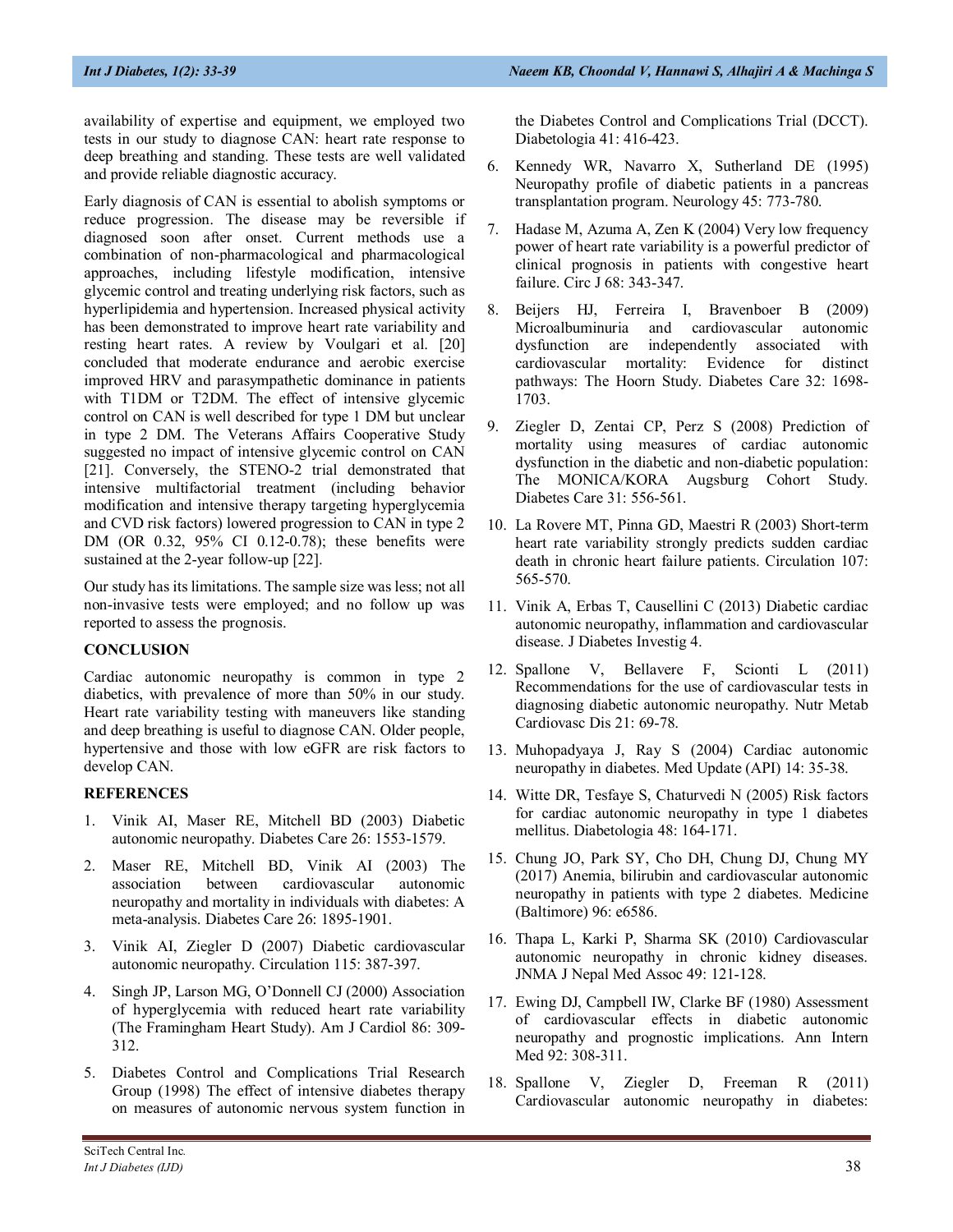availability of expertise and equipment, we employed two tests in our study to diagnose CAN: heart rate response to deep breathing and standing. These tests are well validated and provide reliable diagnostic accuracy.

Early diagnosis of CAN is essential to abolish symptoms or reduce progression. The disease may be reversible if diagnosed soon after onset. Current methods use a combination of non-pharmacological and pharmacological approaches, including lifestyle modification, intensive glycemic control and treating underlying risk factors, such as hyperlipidemia and hypertension. Increased physical activity has been demonstrated to improve heart rate variability and resting heart rates. A review by Voulgari et al. [20] concluded that moderate endurance and aerobic exercise improved HRV and parasympathetic dominance in patients with T1DM or T2DM. The effect of intensive glycemic control on CAN is well described for type 1 DM but unclear in type 2 DM. The Veterans Affairs Cooperative Study suggested no impact of intensive glycemic control on CAN [21]. Conversely, the STENO-2 trial demonstrated that intensive multifactorial treatment (including behavior modification and intensive therapy targeting hyperglycemia and CVD risk factors) lowered progression to CAN in type 2 DM (OR 0.32, 95% CI 0.12-0.78); these benefits were sustained at the 2-year follow-up [22].

Our study has its limitations. The sample size was less; not all non-invasive tests were employed; and no follow up was reported to assess the prognosis.

## CONCLUSION

Cardiac autonomic neuropathy is common in type 2 diabetics, with prevalence of more than 50% in our study. Heart rate variability testing with maneuvers like standing and deep breathing is useful to diagnose CAN. Older people, hypertensive and those with low eGFR are risk factors to develop CAN.

## REFERENCES

1. Vinik AI, Maser RE, Mitchell BD (2003) Diabetic autonomic neuropathy. Diabetes Care 26: 1553-1579.
2. Maser RE, Mitchell BD, Vinik AI (2003) The association between cardiovascular autonomic neuropathy and mortality in individuals with diabetes: A meta-analysis. Diabetes Care 26: 1895-1901.
3. Vinik AI, Ziegler D (2007) Diabetic cardiovascular autonomic neuropathy. Circulation 115: 387-397.
4. Singh JP, Larson MG, O'Donnell CJ (2000) Association of hyperglycemia with reduced heart rate variability (The Framingham Heart Study). Am J Cardiol 86: 309-312.
5. Diabetes Control and Complications Trial Research Group (1998) The effect of intensive diabetes therapy on measures of autonomic nervous system function in the Diabetes Control and Complications Trial (DCCT). Diabetologia 41: 416-423.
6. Kennedy WR, Navarro X, Sutherland DE (1995) Neuropathy profile of diabetic patients in a pancreas transplantation program. Neurology 45: 773-780.
7. Hadase M, Azuma A, Zen K (2004) Very low frequency power of heart rate variability is a powerful predictor of clinical prognosis in patients with congestive heart failure. Circ J 68: 343-347.
8. Beijers HJ, Ferreira I, Bravenboer B (2009) Microalbuminuria and cardiovascular autonomic dysfunction are independently associated with cardiovascular mortality: Evidence for distinct pathways: The Hoorn Study. Diabetes Care 32: 1698-1703.
9. Ziegler D, Zentai CP, Perz S (2008) Prediction of mortality using measures of cardiac autonomic dysfunction in the diabetic and non-diabetic population: The MONICA/KORA Augsburg Cohort Study. Diabetes Care 31: 556-561.
10. La Rovere MT, Pinna GD, Maestri R (2003) Short-term heart rate variability strongly predicts sudden cardiac death in chronic heart failure patients. Circulation 107: 565-570.
11. Vinik A, Erbas T, Casellini C (2013) Diabetic cardiac autonomic neuropathy, inflammation and cardiovascular disease. J Diabetes Investig 4.
12. Spallone V, Bellavere F, Scionti L (2011) Recommendations for the use of cardiovascular tests in diagnosing diabetic autonomic neuropathy. Nutr Metab Cardiovasc Dis 21: 69-78.
13. Muhopadyaya J, Ray S (2004) Cardiac autonomic neuropathy in diabetes. Med Update (API) 14: 35-38.
14. Witte DR, Tesfaye S, Chaturvedi N (2005) Risk factors for cardiac autonomic neuropathy in type 1 diabetes mellitus. Diabetologia 48: 164-171.
15. Chung JO, Park SY, Cho DH, Chung DJ, Chung MY (2017) Anemia, bilirubin and cardiovascular autonomic neuropathy in patients with type 2 diabetes. Medicine (Baltimore) 96: e6586.
16. Thapa L, Karki P, Sharma SK (2010) Cardiovascular autonomic neuropathy in chronic kidney diseases. JNMA J Nepal Med Assoc 49: 121-128.
17. Ewing DJ, Campbell IW, Clarke BF (1980) Assessment of cardiovascular effects in diabetic autonomic neuropathy and prognostic implications. Ann Intern Med 92: 308-311.
18. Spallone V, Ziegler D, Freeman R (2011) Cardiovascular autonomic neuropathy in diabetes: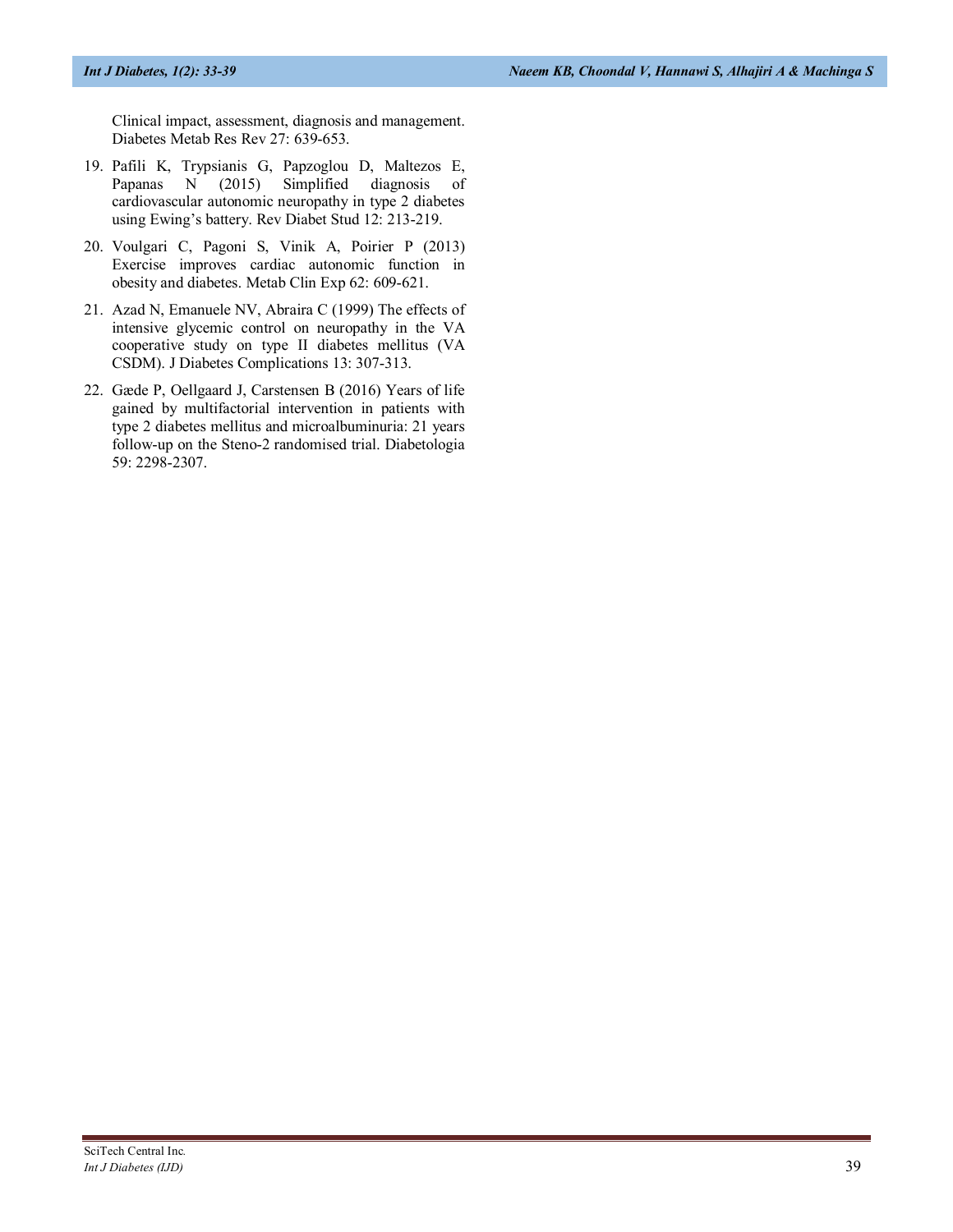Clinical impact, assessment, diagnosis and management. Diabetes Metab Res Rev 27: 639-653.

19. Pafili K, Trypsianis G, Papzoglou D, Maltezos E, Papanas N (2015) Simplified diagnosis of cardiovascular autonomic neuropathy in type 2 diabetes using Ewing's battery. Rev Diabet Stud 12: 213-219.

20. Voulgari C, Pagoni S, Vinik A, Poirier P (2013) Exercise improves cardiac autonomic function in obesity and diabetes. Metab Clin Exp 62: 609-621.

21. Azad N, Emanuele NV, Abraira C (1999) The effects of intensive glycemic control on neuropathy in the VA cooperative study on type II diabetes mellitus (VA CSDM). J Diabetes Complications 13: 307-313.

22. Gæde P, Oellgaard J, Carstensen B (2016) Years of life gained by multifactorial intervention in patients with type 2 diabetes mellitus and microalbuminuria: 21 years follow-up on the Steno-2 randomised trial. Diabetologia 59: 2298-2307.